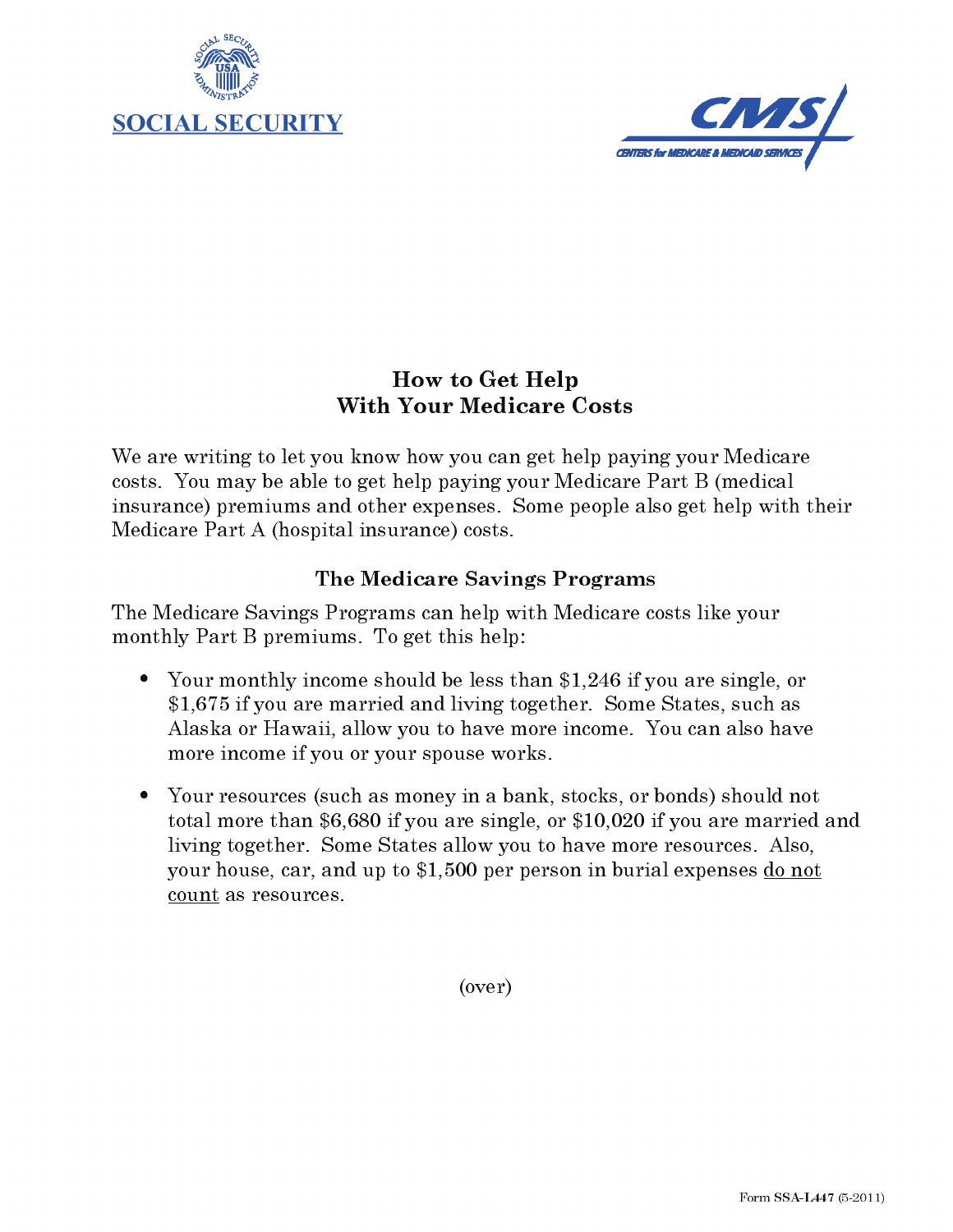SOCIAL SECURITY

CMS
CENTERS for MEDICARE & MEDICAID SERVICES

# How to Get Help With Your Medicare Costs

We are writing to let you know how you can get help paying your Medicare costs. You may be able to get help paying your Medicare Part B (medical insurance) premiums and other expenses. Some people also get help with their Medicare Part A (hospital insurance) costs.

## The Medicare Savings Programs

The Medicare Savings Programs can help with Medicare costs like your monthly Part B premiums. To get this help:

- Your monthly income should be less than $1,246 if you are single, or $1,675 if you are married and living together. Some States, such as Alaska or Hawaii, allow you to have more income. You can also have more income if you or your spouse works.
- Your resources (such as money in a bank, stocks, or bonds) should not total more than $6,680 if you are single, or $10,020 if you are married and living together. Some States allow you to have more resources. Also, your house, car, and up to $1,500 per person in burial expenses <u>do not count</u> as resources.

(over)

Form **SSA-L447** (5-2011)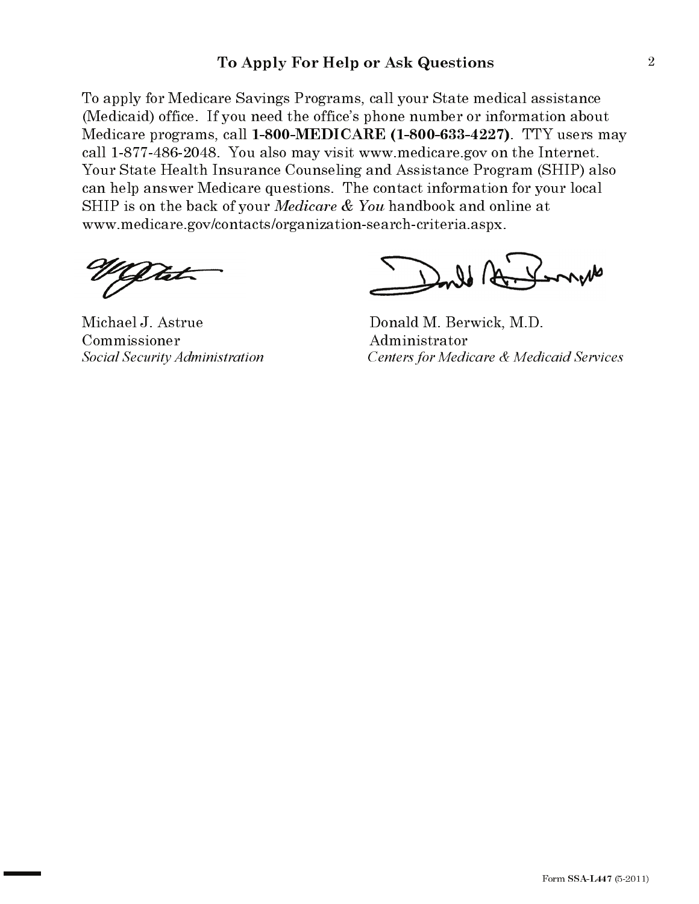## To Apply For Help or Ask Questions

To apply for Medicare Savings Programs, call your State medical assistance (Medicaid) office. If you need the office's phone number or information about Medicare programs, call **1-800-MEDICARE (1-800-633-4227)**. TTY users may call 1-877-486-2048. You also may visit www.medicare.gov on the Internet. Your State Health Insurance Counseling and Assistance Program (SHIP) also can help answer Medicare questions. The contact information for your local SHIP is on the back of your *Medicare & You* handbook and online at www.medicare.gov/contacts/organization-search-criteria.aspx.

Michael J. Astrue
Commissioner
*Social Security Administration*

Donald M. Berwick, M.D.
Administrator
*Centers for Medicare & Medicaid Services*

Form **SSA-L447** (5-2011)